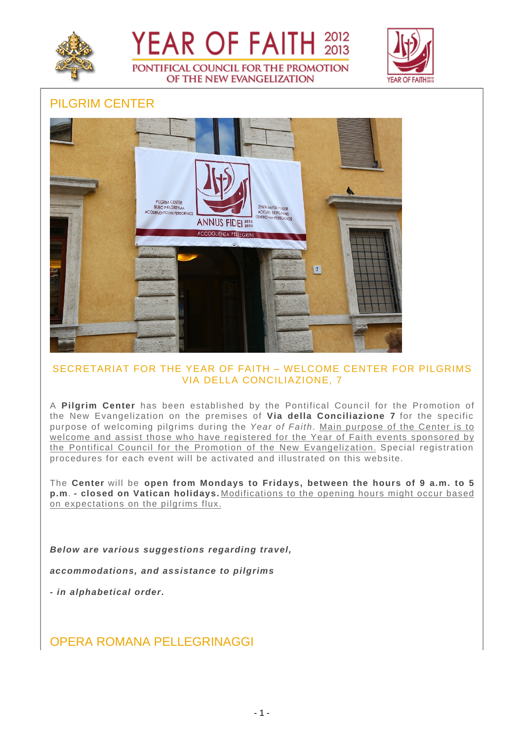# YEAR OF FAITH 2012 2013

PONTIFICAL COUNCIL FOR THE PROMOTION OF THE NEW EVANGELIZATION

## PILGRIM CENTER

SECRETARIAT FOR THE YEAR OF FAITH – WELCOME CENTER FOR PILGRIMS
VIA DELLA CONCILIAZIONE, 7

A **Pilgrim Center** has been established by the Pontifical Council for the Promotion of the New Evangelization on the premises of **Via della Conciliazione 7** for the specific purpose of welcoming pilgrims during the *Year of Faith*. Main purpose of the Center is to welcome and assist those who have registered for the Year of Faith events sponsored by the Pontifical Council for the Promotion of the New Evangelization. Special registration procedures for each event will be activated and illustrated on this website.

The **Center** will be **open from Mondays to Fridays, between the hours of 9 a.m. to 5 p.m**. **- closed on Vatican holidays.** Modifications to the opening hours might occur based on expectations on the pilgrims flux.

***Below are various suggestions regarding travel,***

***accommodations, and assistance to pilgrims***

***- in alphabetical order.***

## OPERA ROMANA PELLEGRINAGGI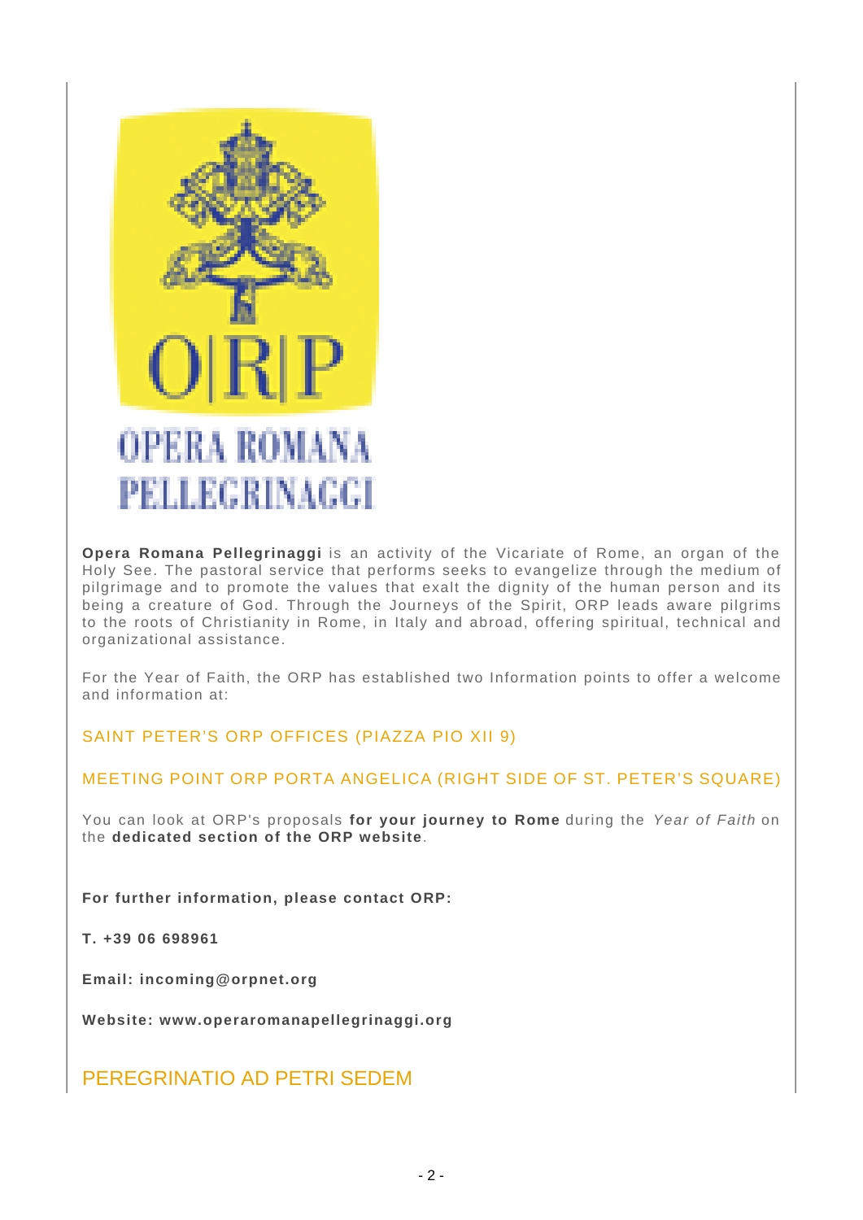**Opera Romana Pellegrinaggi** is an activity of the Vicariate of Rome, an organ of the Holy See. The pastoral service that performs seeks to evangelize through the medium of pilgrimage and to promote the values that exalt the dignity of the human person and its being a creature of God. Through the Journeys of the Spirit, ORP leads aware pilgrims to the roots of Christianity in Rome, in Italy and abroad, offering spiritual, technical and organizational assistance.

For the Year of Faith, the ORP has established two Information points to offer a welcome and information at:

SAINT PETER'S ORP OFFICES (PIAZZA PIO XII 9)

MEETING POINT ORP PORTA ANGELICA (RIGHT SIDE OF ST. PETER'S SQUARE)

You can look at ORP's proposals **for your journey to Rome** during the *Year of Faith* on the **dedicated section of the ORP website**.

**For further information, please contact ORP:**

**T. +39 06 698961**

**Email: incoming@orpnet.org**

**Website: www.operaromanapellegrinaggi.org**

## PEREGRINATIO AD PETRI SEDEM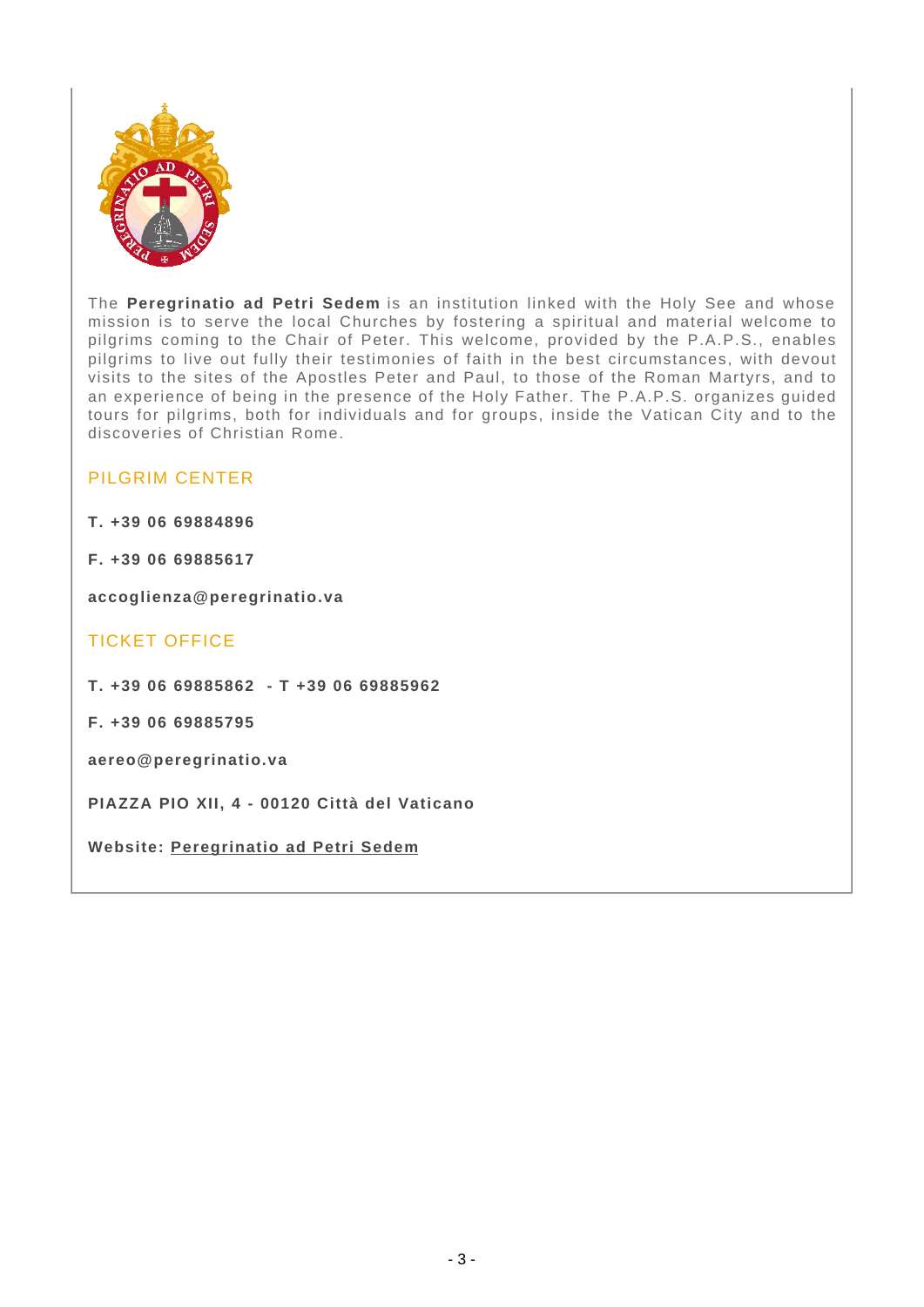The **Peregrinatio ad Petri Sedem** is an institution linked with the Holy See and whose mission is to serve the local Churches by fostering a spiritual and material welcome to pilgrims coming to the Chair of Peter. This welcome, provided by the P.A.P.S., enables pilgrims to live out fully their testimonies of faith in the best circumstances, with devout visits to the sites of the Apostles Peter and Paul, to those of the Roman Martyrs, and to an experience of being in the presence of the Holy Father. The P.A.P.S. organizes guided tours for pilgrims, both for individuals and for groups, inside the Vatican City and to the discoveries of Christian Rome.

## PILGRIM CENTER

**T. +39 06 69884896**

**F. +39 06 69885617**

**accoglienza@peregrinatio.va**

## TICKET OFFICE

**T. +39 06 69885862 - T +39 06 69885962**

**F. +39 06 69885795**

**aereo@peregrinatio.va**

**PIAZZA PIO XII, 4 - 00120 Città del Vaticano**

**Website: Peregrinatio ad Petri Sedem**